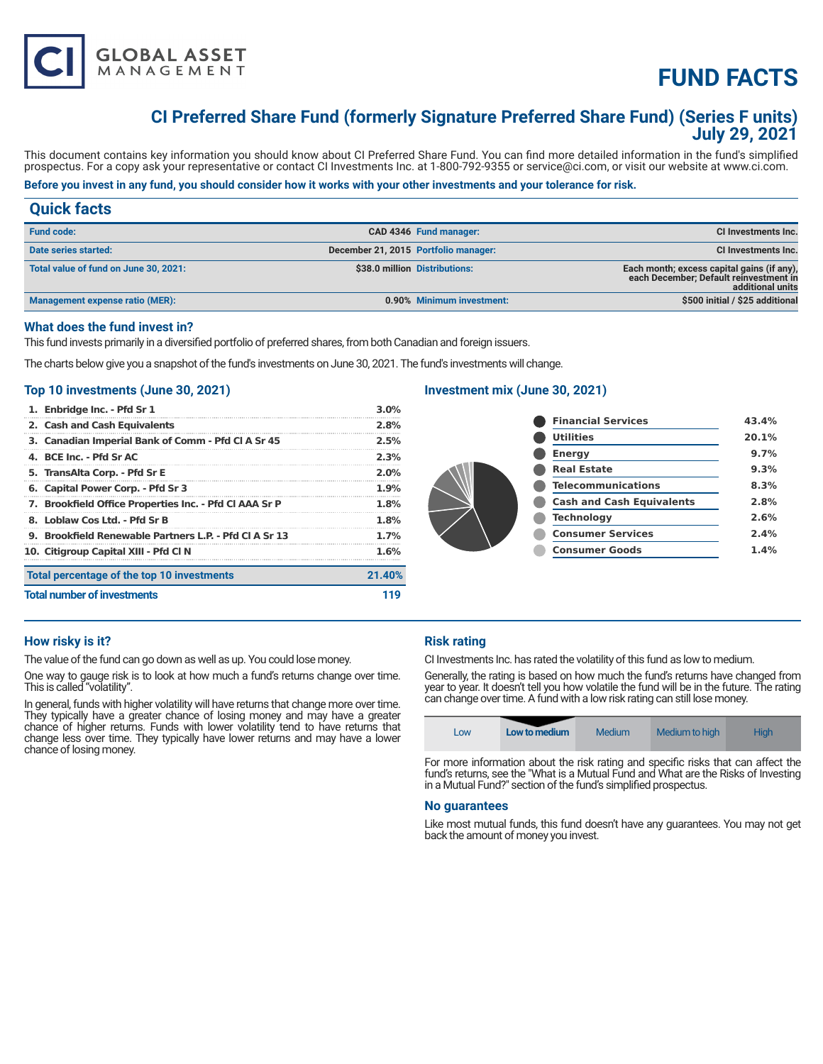CI GLOBAL ASSET MANAGEMENT

# FUND FACTS

## CI Preferred Share Fund (formerly Signature Preferred Share Fund) (Series F units)
## July 29, 2021

This document contains key information you should know about CI Preferred Share Fund. You can find more detailed information in the fund's simplified prospectus. For a copy ask your representative or contact CI Investments Inc. at 1-800-792-9355 or service@ci.com, or visit our website at www.ci.com.

**Before you invest in any fund, you should consider how it works with your other investments and your tolerance for risk.**

## Quick facts

| | | | |
|---|---|---|---|
| **Fund code:** | CAD 4346 | **Fund manager:** | CI Investments Inc. |
| **Date series started:** | December 21, 2015 | **Portfolio manager:** | CI Investments Inc. |
| **Total value of fund on June 30, 2021:** | $38.0 million | **Distributions:** | Each month; excess capital gains (if any), each December; Default reinvestment in additional units |
| **Management expense ratio (MER):** | 0.90% | **Minimum investment:** | $500 initial / $25 additional |

### What does the fund invest in?

This fund invests primarily in a diversified portfolio of preferred shares, from both Canadian and foreign issuers.

The charts below give you a snapshot of the fund's investments on June 30, 2021. The fund's investments will change.

### Top 10 investments (June 30, 2021)

| | |
|---|---|
| 1. Enbridge Inc. - Pfd Sr 1 | 3.0% |
| 2. Cash and Cash Equivalents | 2.8% |
| 3. Canadian Imperial Bank of Comm - Pfd Cl A Sr 45 | 2.5% |
| 4. BCE Inc. - Pfd Sr AC | 2.3% |
| 5. TransAlta Corp. - Pfd Sr E | 2.0% |
| 6. Capital Power Corp. - Pfd Sr 3 | 1.9% |
| 7. Brookfield Office Properties Inc. - Pfd Cl AAA Sr P | 1.8% |
| 8. Loblaw Cos Ltd. - Pfd Sr B | 1.8% |
| 9. Brookfield Renewable Partners L.P. - Pfd Cl A Sr 13 | 1.7% |
| 10. Citigroup Capital XIII - Pfd Cl N | 1.6% |
| **Total percentage of the top 10 investments** | **21.40%** |
| **Total number of investments** | **119** |

### Investment mix (June 30, 2021)

| | |
|---|---|
| Financial Services | 43.4% |
| Utilities | 20.1% |
| Energy | 9.7% |
| Real Estate | 9.3% |
| Telecommunications | 8.3% |
| Cash and Cash Equivalents | 2.8% |
| Technology | 2.6% |
| Consumer Services | 2.4% |
| Consumer Goods | 1.4% |

### How risky is it?

The value of the fund can go down as well as up. You could lose money.

One way to gauge risk is to look at how much a fund's returns change over time. This is called "volatility".

In general, funds with higher volatility will have returns that change more over time. They typically have a greater chance of losing money and may have a greater chance of higher returns. Funds with lower volatility tend to have returns that change less over time. They typically have lower returns and may have a lower chance of losing money.

### Risk rating

CI Investments Inc. has rated the volatility of this fund as low to medium.

Generally, the rating is based on how much the fund's returns have changed from year to year. It doesn't tell you how volatile the fund will be in the future. The rating can change over time. A fund with a low risk rating can still lose money.

| Low | **Low to medium** | Medium | Medium to high | High |
|---|---|---|---|---|

For more information about the risk rating and specific risks that can affect the fund's returns, see the "What is a Mutual Fund and What are the Risks of Investing in a Mutual Fund?" section of the fund's simplified prospectus.

### No guarantees

Like most mutual funds, this fund doesn't have any guarantees. You may not get back the amount of money you invest.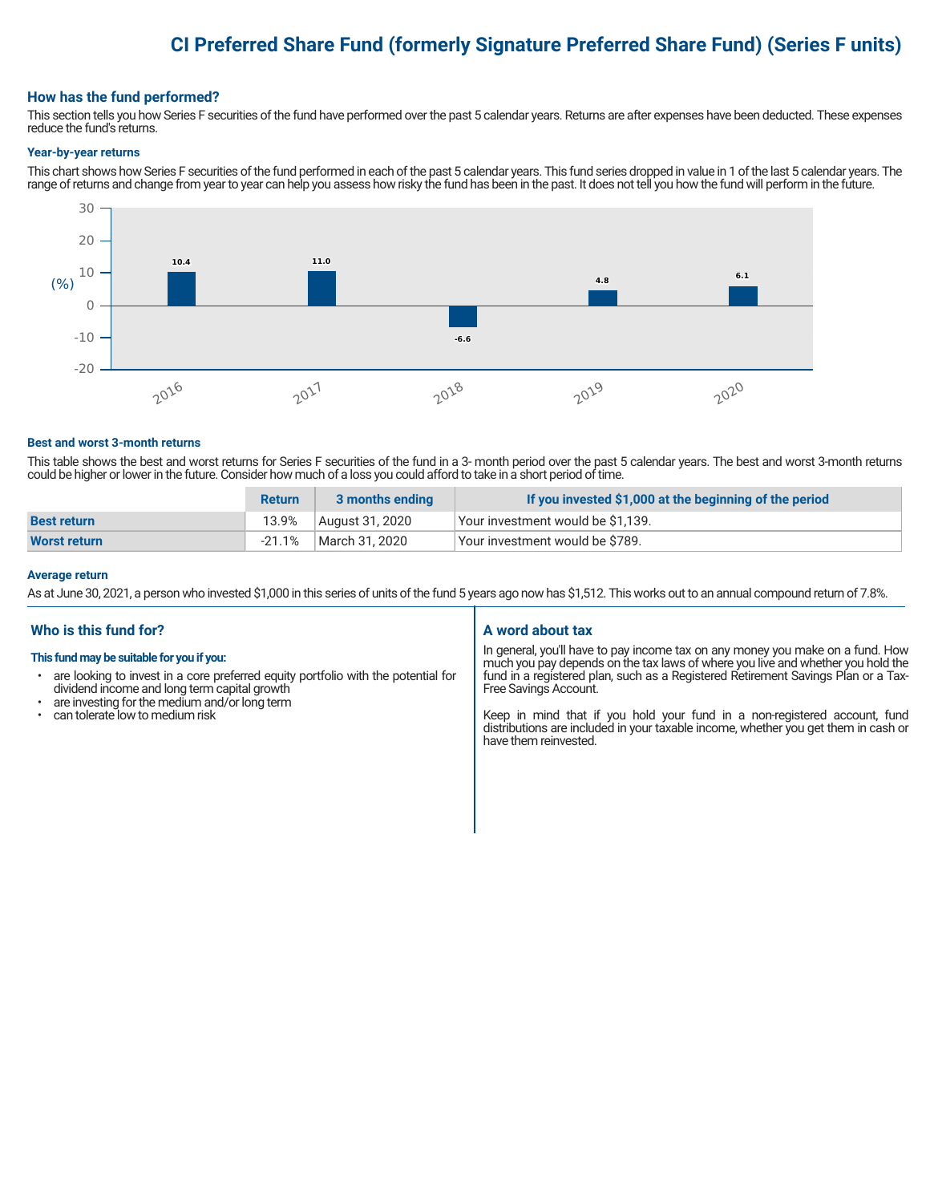# CI Preferred Share Fund (formerly Signature Preferred Share Fund) (Series F units)

## How has the fund performed?

This section tells you how Series F securities of the fund have performed over the past 5 calendar years. Returns are after expenses have been deducted. These expenses reduce the fund's returns.

### Year-by-year returns

This chart shows how Series F securities of the fund performed in each of the past 5 calendar years. This fund series dropped in value in 1 of the last 5 calendar years. The range of returns and change from year to year can help you assess how risky the fund has been in the past. It does not tell you how the fund will perform in the future.

| Year | Return (%) |
|---|---|
| 2016 | 10.4 |
| 2017 | 11.0 |
| 2018 | -6.6 |
| 2019 | 4.8 |
| 2020 | 6.1 |

### Best and worst 3-month returns

This table shows the best and worst returns for Series F securities of the fund in a 3- month period over the past 5 calendar years. The best and worst 3-month returns could be higher or lower in the future. Consider how much of a loss you could afford to take in a short period of time.

| | Return | 3 months ending | If you invested $1,000 at the beginning of the period |
|---|---|---|---|
| **Best return** | 13.9% | August 31, 2020 | Your investment would be $1,139. |
| **Worst return** | -21.1% | March 31, 2020 | Your investment would be $789. |

### Average return

As at June 30, 2021, a person who invested $1,000 in this series of units of the fund 5 years ago now has $1,512. This works out to an annual compound return of 7.8%.

## Who is this fund for?

**This fund may be suitable for you if you:**

- are looking to invest in a core preferred equity portfolio with the potential for dividend income and long term capital growth
- are investing for the medium and/or long term
- can tolerate low to medium risk

## A word about tax

In general, you'll have to pay income tax on any money you make on a fund. How much you pay depends on the tax laws of where you live and whether you hold the fund in a registered plan, such as a Registered Retirement Savings Plan or a Tax-Free Savings Account.

Keep in mind that if you hold your fund in a non-registered account, fund distributions are included in your taxable income, whether you get them in cash or have them reinvested.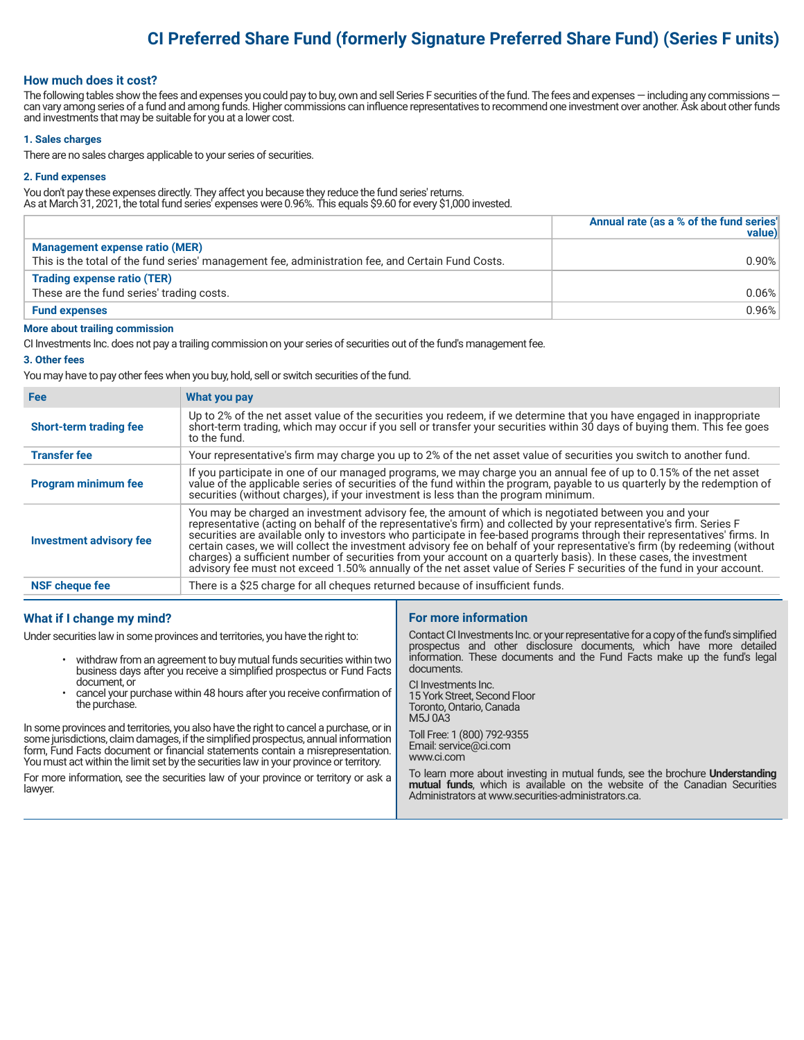# CI Preferred Share Fund (formerly Signature Preferred Share Fund) (Series F units)

## How much does it cost?

The following tables show the fees and expenses you could pay to buy, own and sell Series F securities of the fund. The fees and expenses — including any commissions — can vary among series of a fund and among funds. Higher commissions can influence representatives to recommend one investment over another. Ask about other funds and investments that may be suitable for you at a lower cost.

### 1. Sales charges

There are no sales charges applicable to your series of securities.

### 2. Fund expenses

You don't pay these expenses directly. They affect you because they reduce the fund series' returns.
As at March 31, 2021, the total fund series' expenses were 0.96%. This equals $9.60 for every $1,000 invested.

| | Annual rate (as a % of the fund series' value) |
|---|---|
| **Management expense ratio (MER)**<br>This is the total of the fund series' management fee, administration fee, and Certain Fund Costs. | 0.90% |
| **Trading expense ratio (TER)**<br>These are the fund series' trading costs. | 0.06% |
| **Fund expenses** | 0.96% |

**More about trailing commission**

CI Investments Inc. does not pay a trailing commission on your series of securities out of the fund's management fee.

### 3. Other fees

You may have to pay other fees when you buy, hold, sell or switch securities of the fund.

| Fee | What you pay |
|---|---|
| **Short-term trading fee** | Up to 2% of the net asset value of the securities you redeem, if we determine that you have engaged in inappropriate short-term trading, which may occur if you sell or transfer your securities within 30 days of buying them. This fee goes to the fund. |
| **Transfer fee** | Your representative's firm may charge you up to 2% of the net asset value of securities you switch to another fund. |
| **Program minimum fee** | If you participate in one of our managed programs, we may charge you an annual fee of up to 0.15% of the net asset value of the applicable series of securities of the fund within the program, payable to us quarterly by the redemption of securities (without charges), if your investment is less than the program minimum. |
| **Investment advisory fee** | You may be charged an investment advisory fee, the amount of which is negotiated between you and your representative (acting on behalf of the representative's firm) and collected by your representative's firm. Series F securities are available only to investors who participate in fee-based programs through their representatives' firms. In certain cases, we will collect the investment advisory fee on behalf of your representative's firm (by redeeming (without charges) a sufficient number of securities from your account on a quarterly basis). In these cases, the investment advisory fee must not exceed 1.50% annually of the net asset value of Series F securities of the fund in your account. |
| **NSF cheque fee** | There is a $25 charge for all cheques returned because of insufficient funds. |

## What if I change my mind?

Under securities law in some provinces and territories, you have the right to:

- withdraw from an agreement to buy mutual funds securities within two business days after you receive a simplified prospectus or Fund Facts document, or
- cancel your purchase within 48 hours after you receive confirmation of the purchase.

In some provinces and territories, you also have the right to cancel a purchase, or in some jurisdictions, claim damages, if the simplified prospectus, annual information form, Fund Facts document or financial statements contain a misrepresentation. You must act within the limit set by the securities law in your province or territory.

For more information, see the securities law of your province or territory or ask a lawyer.

## For more information

Contact CI Investments Inc. or your representative for a copy of the fund's simplified prospectus and other disclosure documents, which have more detailed information. These documents and the Fund Facts make up the fund's legal documents.

CI Investments Inc.
15 York Street, Second Floor
Toronto, Ontario, Canada
M5J 0A3

Toll Free: 1 (800) 792-9355
Email: service@ci.com
www.ci.com

To learn more about investing in mutual funds, see the brochure **Understanding mutual funds**, which is available on the website of the Canadian Securities Administrators at www.securities-administrators.ca.